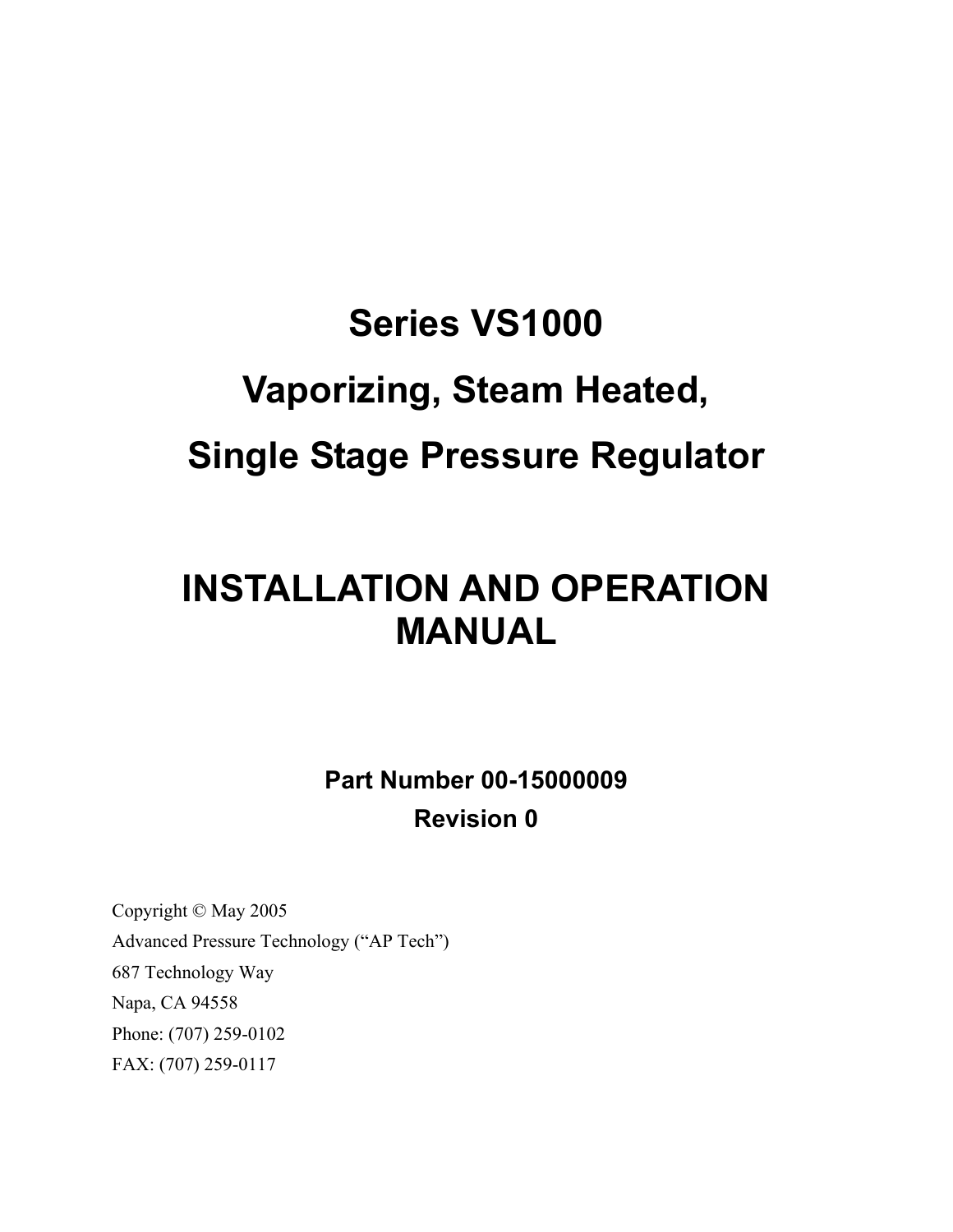# Series VS1000

# Vaporizing, Steam Heated,

# Single Stage Pressure Regulator

# INSTALLATION AND OPERATION MANUAL

**Part Number 00-15000009**

**Revision 0**

Copyright © May 2005

Advanced Pressure Technology ("AP Tech")

687 Technology Way

Napa, CA 94558

Phone: (707) 259-0102

FAX: (707) 259-0117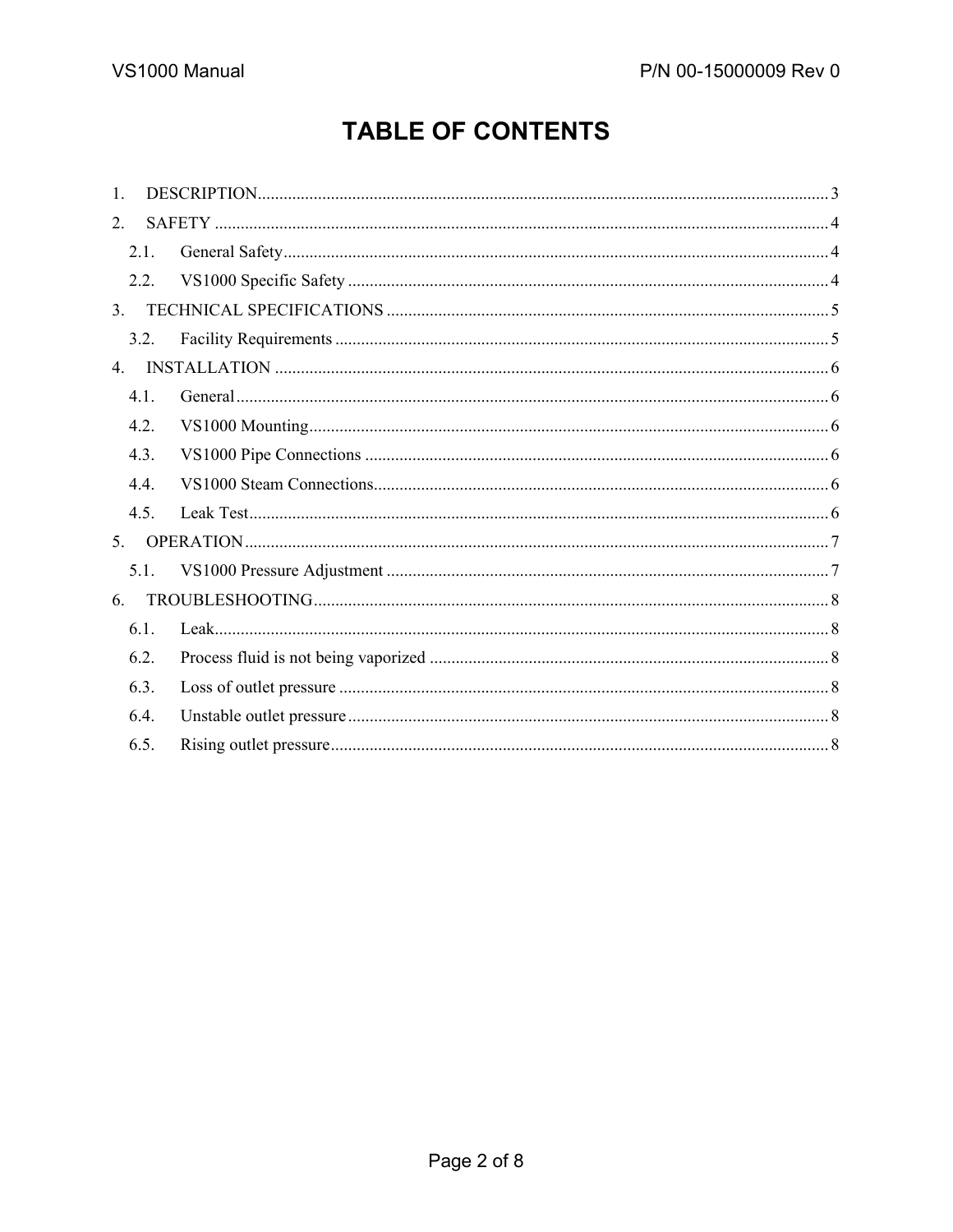# TABLE OF CONTENTS

1. DESCRIPTION .......... 3
2. SAFETY .......... 4
   - 2.1. General Safety .......... 4
   - 2.2. VS1000 Specific Safety .......... 4
3. TECHNICAL SPECIFICATIONS .......... 5
   - 3.2. Facility Requirements .......... 5
4. INSTALLATION .......... 6
   - 4.1. General .......... 6
   - 4.2. VS1000 Mounting .......... 6
   - 4.3. VS1000 Pipe Connections .......... 6
   - 4.4. VS1000 Steam Connections .......... 6
   - 4.5. Leak Test .......... 6
5. OPERATION .......... 7
   - 5.1. VS1000 Pressure Adjustment .......... 7
6. TROUBLESHOOTING .......... 8
   - 6.1. Leak .......... 8
   - 6.2. Process fluid is not being vaporized .......... 8
   - 6.3. Loss of outlet pressure .......... 8
   - 6.4. Unstable outlet pressure .......... 8
   - 6.5. Rising outlet pressure .......... 8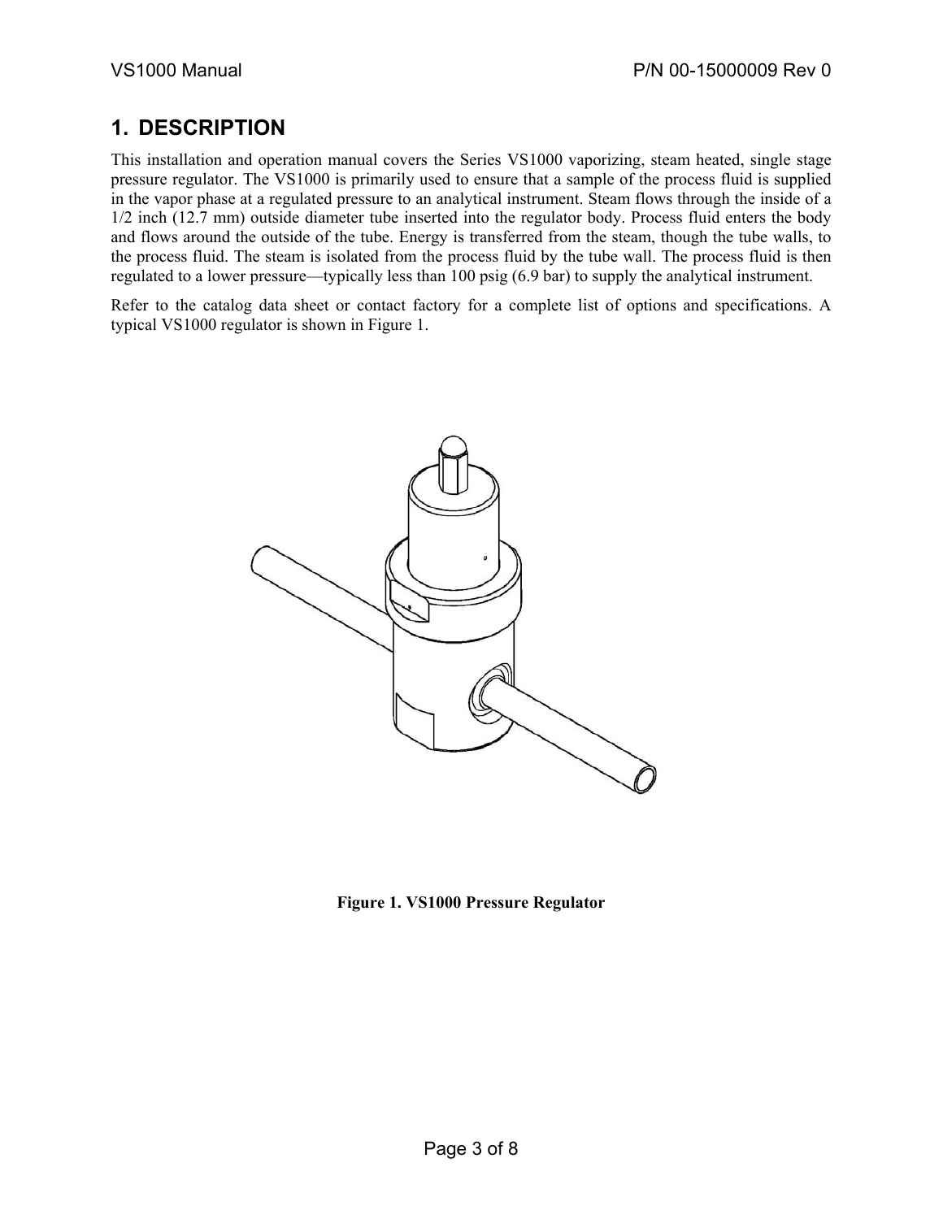# 1. DESCRIPTION

This installation and operation manual covers the Series VS1000 vaporizing, steam heated, single stage pressure regulator. The VS1000 is primarily used to ensure that a sample of the process fluid is supplied in the vapor phase at a regulated pressure to an analytical instrument. Steam flows through the inside of a 1/2 inch (12.7 mm) outside diameter tube inserted into the regulator body. Process fluid enters the body and flows around the outside of the tube. Energy is transferred from the steam, though the tube walls, to the process fluid. The steam is isolated from the process fluid by the tube wall. The process fluid is then regulated to a lower pressure—typically less than 100 psig (6.9 bar) to supply the analytical instrument.

Refer to the catalog data sheet or contact factory for a complete list of options and specifications. A typical VS1000 regulator is shown in Figure 1.

**Figure 1. VS1000 Pressure Regulator**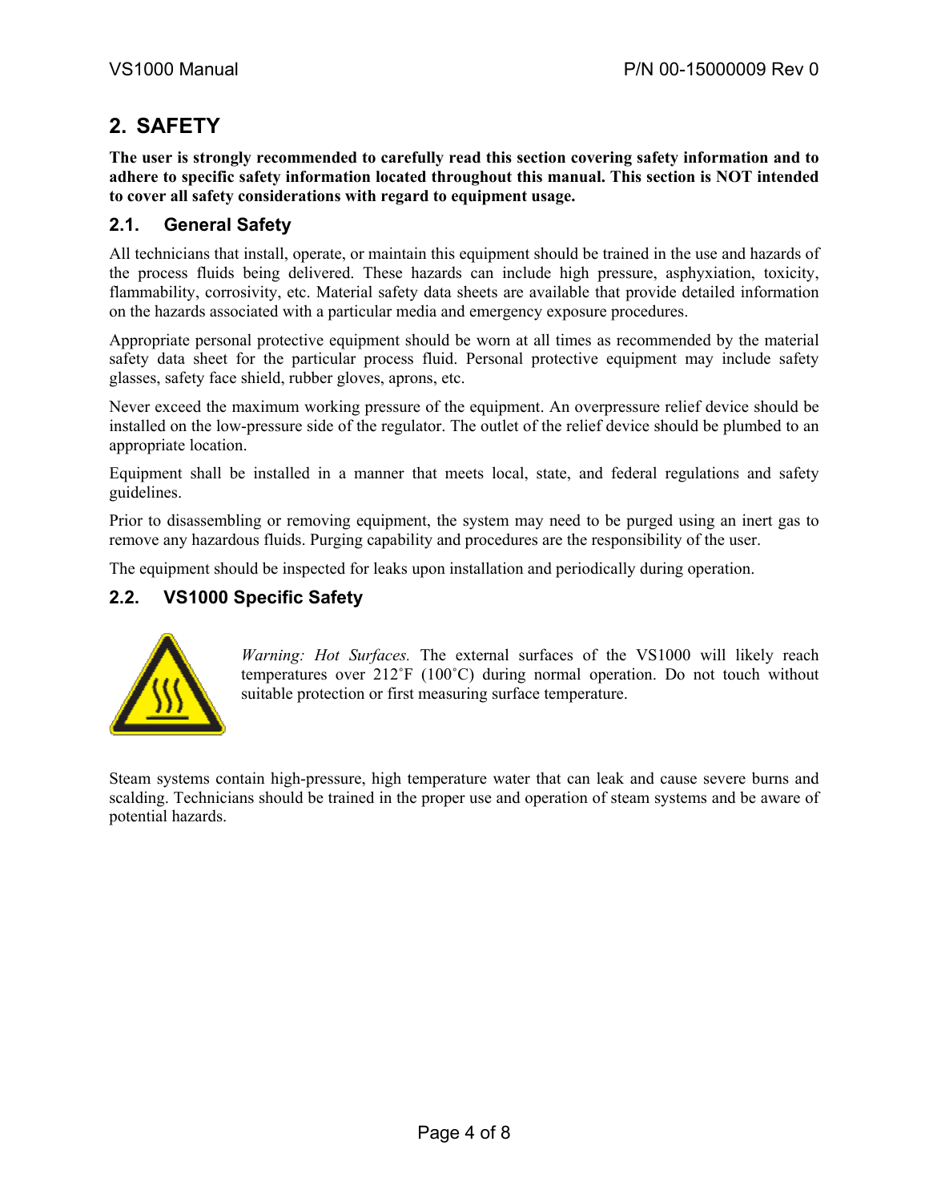# 2. SAFETY

**The user is strongly recommended to carefully read this section covering safety information and to adhere to specific safety information located throughout this manual. This section is NOT intended to cover all safety considerations with regard to equipment usage.**

## 2.1. General Safety

All technicians that install, operate, or maintain this equipment should be trained in the use and hazards of the process fluids being delivered. These hazards can include high pressure, asphyxiation, toxicity, flammability, corrosivity, etc. Material safety data sheets are available that provide detailed information on the hazards associated with a particular media and emergency exposure procedures.

Appropriate personal protective equipment should be worn at all times as recommended by the material safety data sheet for the particular process fluid. Personal protective equipment may include safety glasses, safety face shield, rubber gloves, aprons, etc.

Never exceed the maximum working pressure of the equipment. An overpressure relief device should be installed on the low-pressure side of the regulator. The outlet of the relief device should be plumbed to an appropriate location.

Equipment shall be installed in a manner that meets local, state, and federal regulations and safety guidelines.

Prior to disassembling or removing equipment, the system may need to be purged using an inert gas to remove any hazardous fluids. Purging capability and procedures are the responsibility of the user.

The equipment should be inspected for leaks upon installation and periodically during operation.

## 2.2. VS1000 Specific Safety

*Warning: Hot Surfaces.* The external surfaces of the VS1000 will likely reach temperatures over 212˚F (100˚C) during normal operation. Do not touch without suitable protection or first measuring surface temperature.

Steam systems contain high-pressure, high temperature water that can leak and cause severe burns and scalding. Technicians should be trained in the proper use and operation of steam systems and be aware of potential hazards.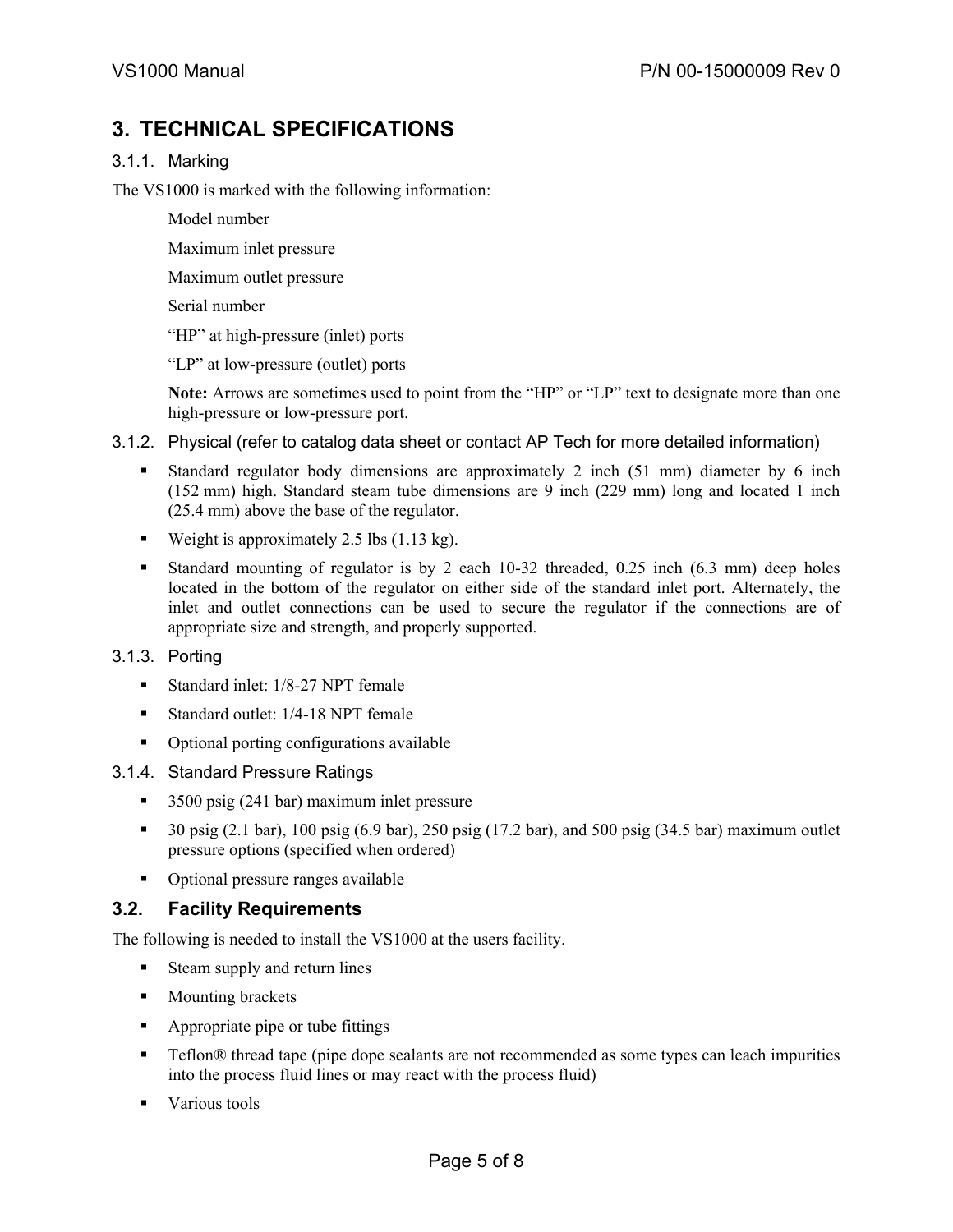# 3. TECHNICAL SPECIFICATIONS

### 3.1.1. Marking

The VS1000 is marked with the following information:

Model number

Maximum inlet pressure

Maximum outlet pressure

Serial number

"HP" at high-pressure (inlet) ports

"LP" at low-pressure (outlet) ports

**Note:** Arrows are sometimes used to point from the "HP" or "LP" text to designate more than one high-pressure or low-pressure port.

### 3.1.2. Physical (refer to catalog data sheet or contact AP Tech for more detailed information)

- Standard regulator body dimensions are approximately 2 inch (51 mm) diameter by 6 inch (152 mm) high. Standard steam tube dimensions are 9 inch (229 mm) long and located 1 inch (25.4 mm) above the base of the regulator.
- Weight is approximately 2.5 lbs (1.13 kg).
- Standard mounting of regulator is by 2 each 10-32 threaded, 0.25 inch (6.3 mm) deep holes located in the bottom of the regulator on either side of the standard inlet port. Alternately, the inlet and outlet connections can be used to secure the regulator if the connections are of appropriate size and strength, and properly supported.

### 3.1.3. Porting

- Standard inlet: 1/8-27 NPT female
- Standard outlet: 1/4-18 NPT female
- Optional porting configurations available

### 3.1.4. Standard Pressure Ratings

- 3500 psig (241 bar) maximum inlet pressure
- 30 psig (2.1 bar), 100 psig (6.9 bar), 250 psig (17.2 bar), and 500 psig (34.5 bar) maximum outlet pressure options (specified when ordered)
- Optional pressure ranges available

## 3.2. Facility Requirements

The following is needed to install the VS1000 at the users facility.

- Steam supply and return lines
- Mounting brackets
- Appropriate pipe or tube fittings
- Teflon® thread tape (pipe dope sealants are not recommended as some types can leach impurities into the process fluid lines or may react with the process fluid)
- Various tools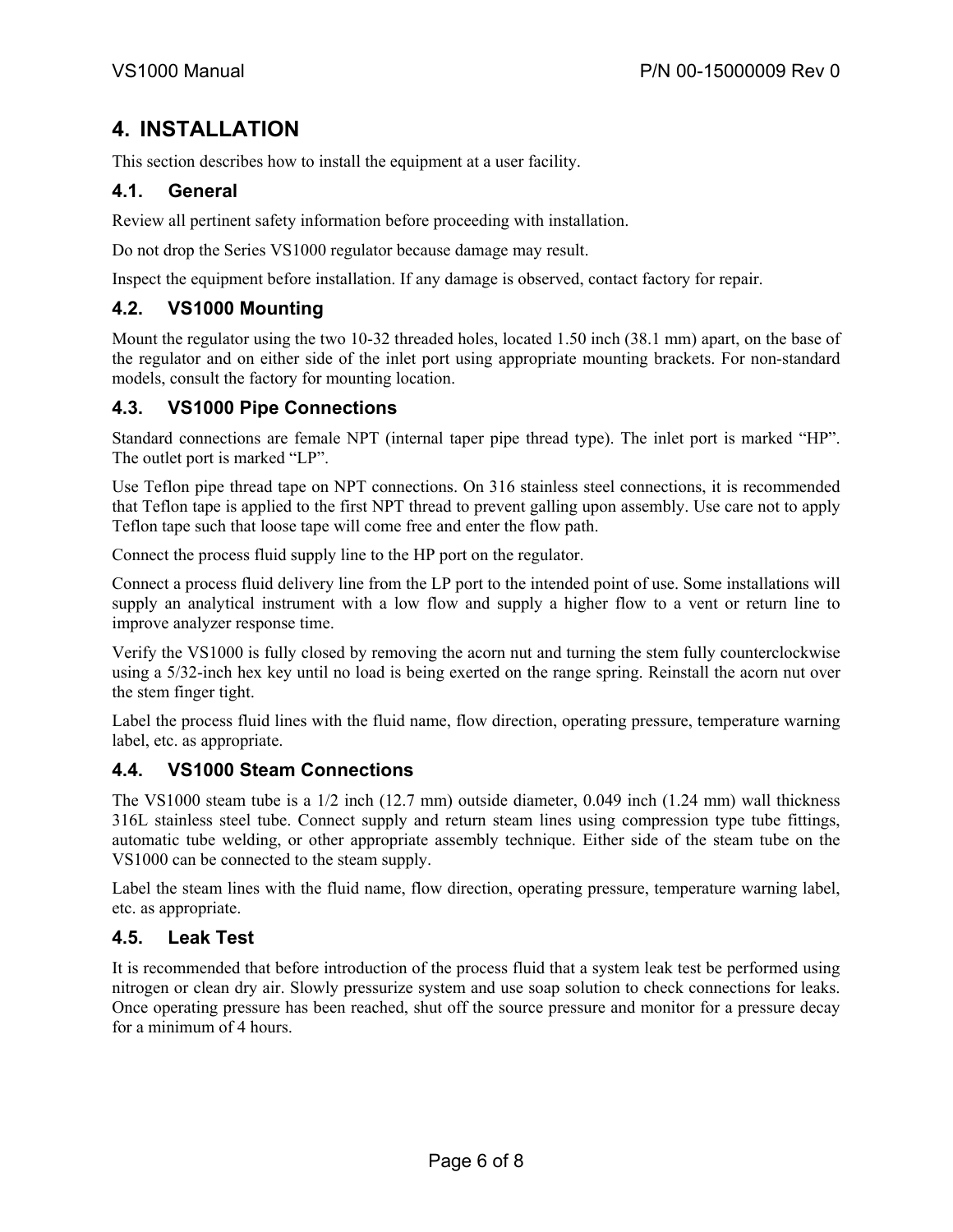# 4. INSTALLATION

This section describes how to install the equipment at a user facility.

## 4.1. General

Review all pertinent safety information before proceeding with installation.

Do not drop the Series VS1000 regulator because damage may result.

Inspect the equipment before installation. If any damage is observed, contact factory for repair.

## 4.2. VS1000 Mounting

Mount the regulator using the two 10-32 threaded holes, located 1.50 inch (38.1 mm) apart, on the base of the regulator and on either side of the inlet port using appropriate mounting brackets. For non-standard models, consult the factory for mounting location.

## 4.3. VS1000 Pipe Connections

Standard connections are female NPT (internal taper pipe thread type). The inlet port is marked "HP". The outlet port is marked "LP".

Use Teflon pipe thread tape on NPT connections. On 316 stainless steel connections, it is recommended that Teflon tape is applied to the first NPT thread to prevent galling upon assembly. Use care not to apply Teflon tape such that loose tape will come free and enter the flow path.

Connect the process fluid supply line to the HP port on the regulator.

Connect a process fluid delivery line from the LP port to the intended point of use. Some installations will supply an analytical instrument with a low flow and supply a higher flow to a vent or return line to improve analyzer response time.

Verify the VS1000 is fully closed by removing the acorn nut and turning the stem fully counterclockwise using a 5/32-inch hex key until no load is being exerted on the range spring. Reinstall the acorn nut over the stem finger tight.

Label the process fluid lines with the fluid name, flow direction, operating pressure, temperature warning label, etc. as appropriate.

## 4.4. VS1000 Steam Connections

The VS1000 steam tube is a 1/2 inch (12.7 mm) outside diameter, 0.049 inch (1.24 mm) wall thickness 316L stainless steel tube. Connect supply and return steam lines using compression type tube fittings, automatic tube welding, or other appropriate assembly technique. Either side of the steam tube on the VS1000 can be connected to the steam supply.

Label the steam lines with the fluid name, flow direction, operating pressure, temperature warning label, etc. as appropriate.

## 4.5. Leak Test

It is recommended that before introduction of the process fluid that a system leak test be performed using nitrogen or clean dry air. Slowly pressurize system and use soap solution to check connections for leaks. Once operating pressure has been reached, shut off the source pressure and monitor for a pressure decay for a minimum of 4 hours.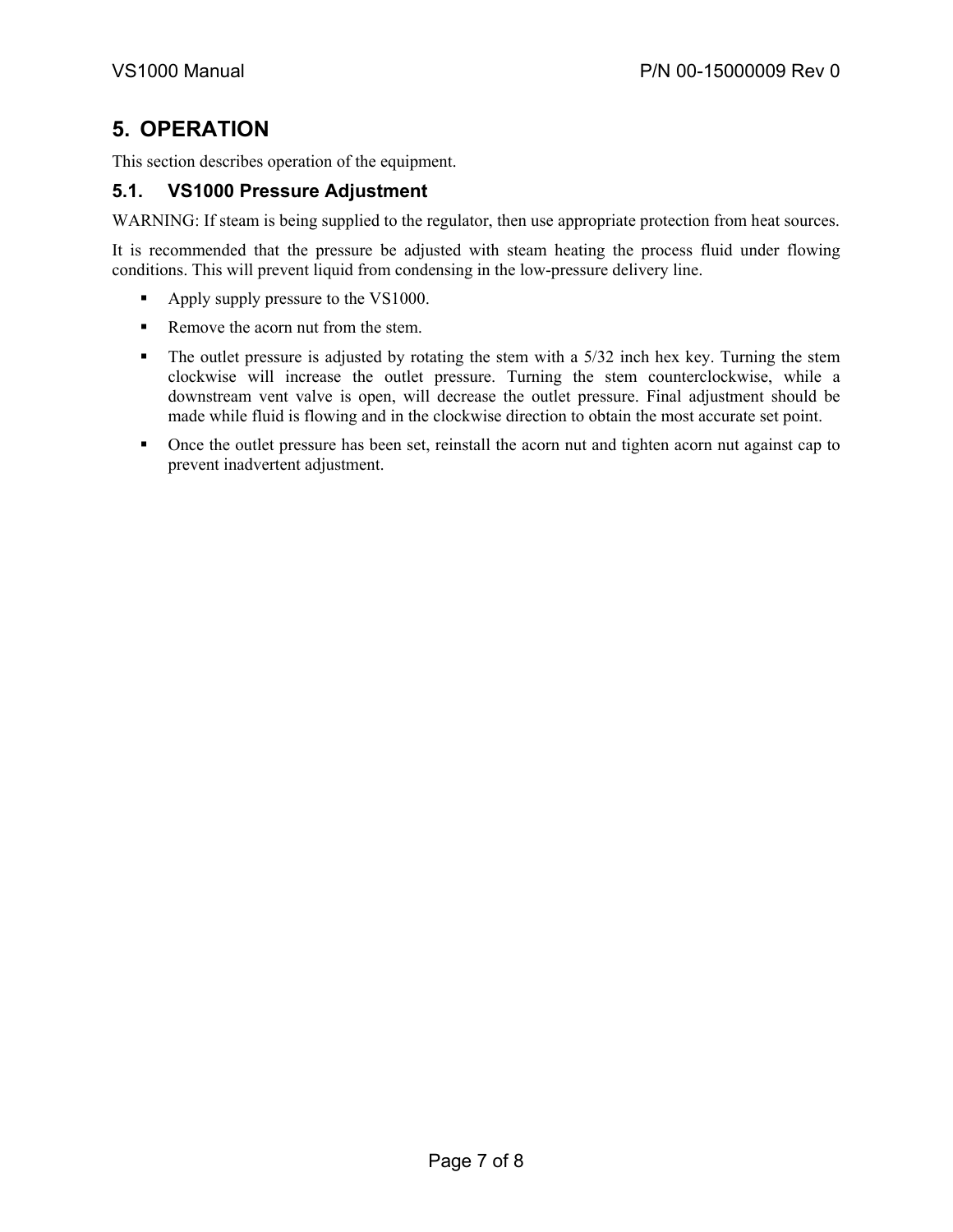# 5. OPERATION

This section describes operation of the equipment.

## 5.1. VS1000 Pressure Adjustment

WARNING: If steam is being supplied to the regulator, then use appropriate protection from heat sources.

It is recommended that the pressure be adjusted with steam heating the process fluid under flowing conditions. This will prevent liquid from condensing in the low-pressure delivery line.

- Apply supply pressure to the VS1000.
- Remove the acorn nut from the stem.
- The outlet pressure is adjusted by rotating the stem with a 5/32 inch hex key. Turning the stem clockwise will increase the outlet pressure. Turning the stem counterclockwise, while a downstream vent valve is open, will decrease the outlet pressure. Final adjustment should be made while fluid is flowing and in the clockwise direction to obtain the most accurate set point.
- Once the outlet pressure has been set, reinstall the acorn nut and tighten acorn nut against cap to prevent inadvertent adjustment.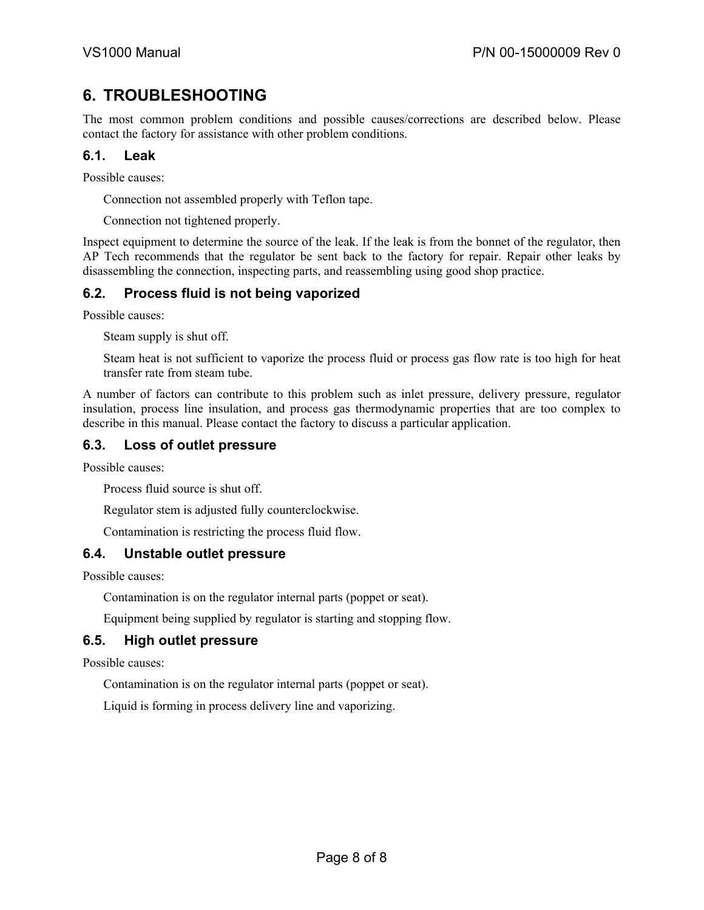# 6. TROUBLESHOOTING

The most common problem conditions and possible causes/corrections are described below. Please contact the factory for assistance with other problem conditions.

## 6.1. Leak

Possible causes:

Connection not assembled properly with Teflon tape.

Connection not tightened properly.

Inspect equipment to determine the source of the leak. If the leak is from the bonnet of the regulator, then AP Tech recommends that the regulator be sent back to the factory for repair. Repair other leaks by disassembling the connection, inspecting parts, and reassembling using good shop practice.

## 6.2. Process fluid is not being vaporized

Possible causes:

Steam supply is shut off.

Steam heat is not sufficient to vaporize the process fluid or process gas flow rate is too high for heat transfer rate from steam tube.

A number of factors can contribute to this problem such as inlet pressure, delivery pressure, regulator insulation, process line insulation, and process gas thermodynamic properties that are too complex to describe in this manual. Please contact the factory to discuss a particular application.

## 6.3. Loss of outlet pressure

Possible causes:

Process fluid source is shut off.

Regulator stem is adjusted fully counterclockwise.

Contamination is restricting the process fluid flow.

## 6.4. Unstable outlet pressure

Possible causes:

Contamination is on the regulator internal parts (poppet or seat).

Equipment being supplied by regulator is starting and stopping flow.

## 6.5. High outlet pressure

Possible causes:

Contamination is on the regulator internal parts (poppet or seat).

Liquid is forming in process delivery line and vaporizing.